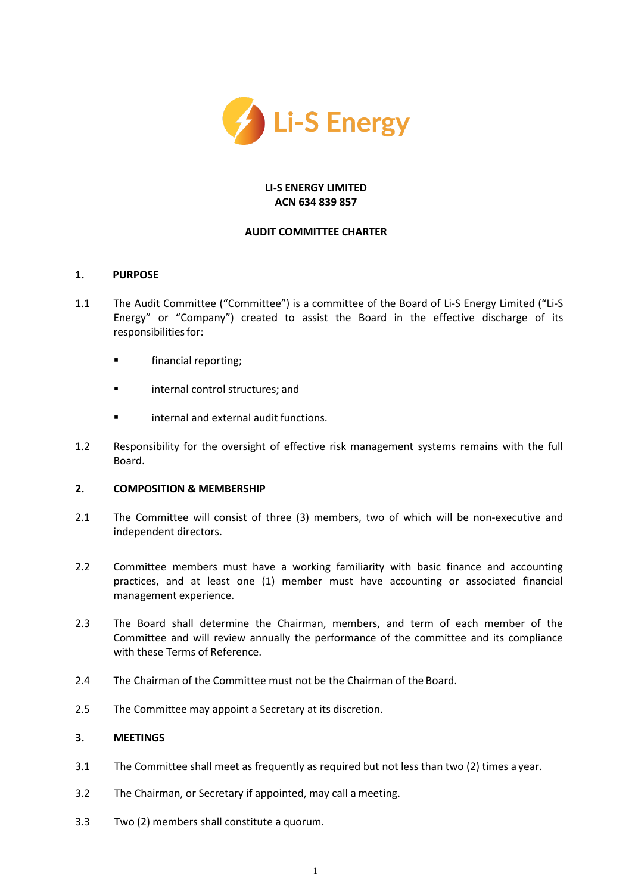Li-S Energy

**LI-S ENERGY LIMITED**
**ACN 634 839 857**

**AUDIT COMMITTEE CHARTER**

## 1. PURPOSE

1.1 The Audit Committee ("Committee") is a committee of the Board of Li-S Energy Limited ("Li-S Energy" or "Company") created to assist the Board in the effective discharge of its responsibilities for:

- financial reporting;
- internal control structures; and
- internal and external audit functions.

1.2 Responsibility for the oversight of effective risk management systems remains with the full Board.

## 2. COMPOSITION & MEMBERSHIP

2.1 The Committee will consist of three (3) members, two of which will be non-executive and independent directors.

2.2 Committee members must have a working familiarity with basic finance and accounting practices, and at least one (1) member must have accounting or associated financial management experience.

2.3 The Board shall determine the Chairman, members, and term of each member of the Committee and will review annually the performance of the committee and its compliance with these Terms of Reference.

2.4 The Chairman of the Committee must not be the Chairman of the Board.

2.5 The Committee may appoint a Secretary at its discretion.

## 3. MEETINGS

3.1 The Committee shall meet as frequently as required but not less than two (2) times a year.

3.2 The Chairman, or Secretary if appointed, may call a meeting.

3.3 Two (2) members shall constitute a quorum.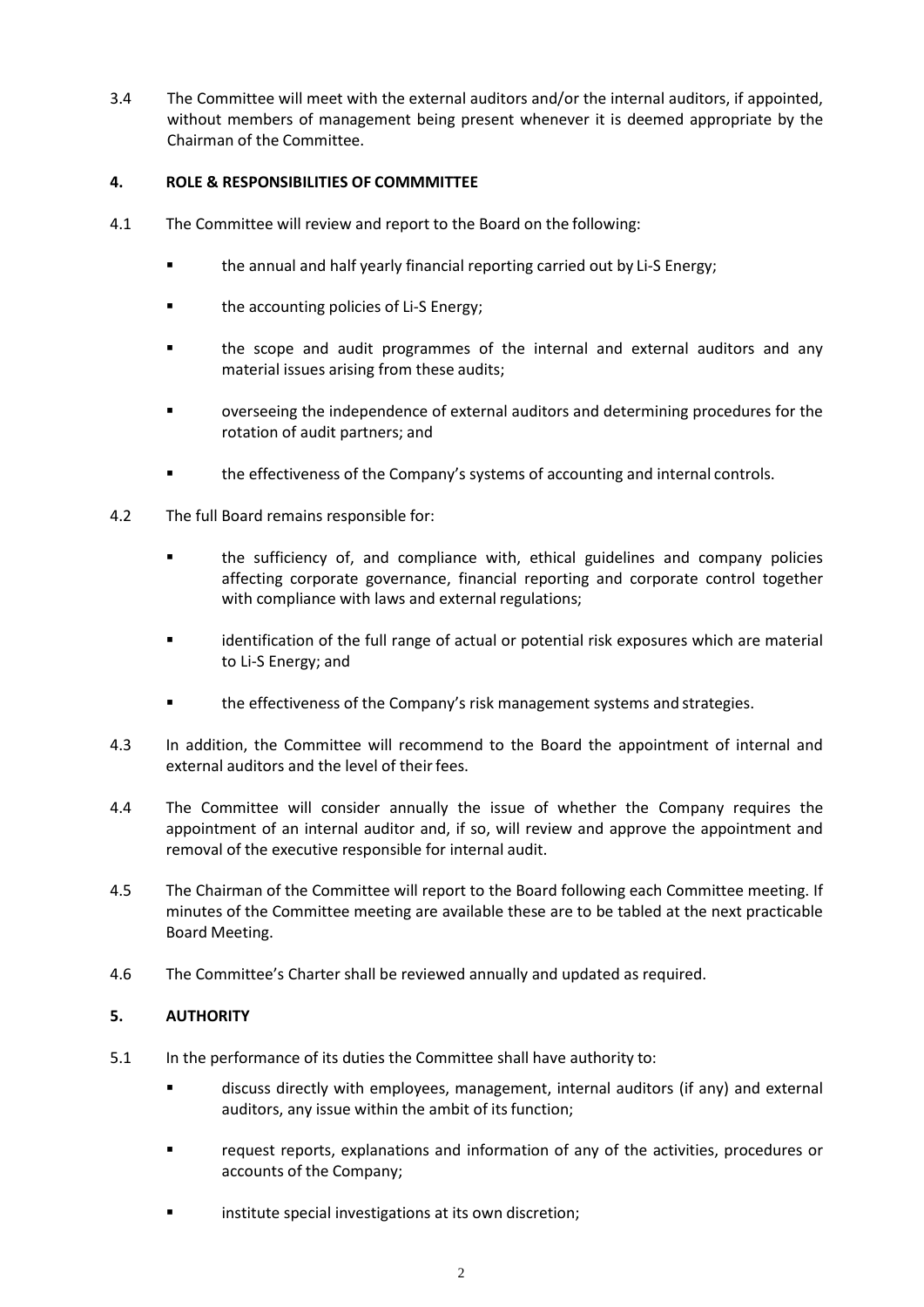3.4 The Committee will meet with the external auditors and/or the internal auditors, if appointed, without members of management being present whenever it is deemed appropriate by the Chairman of the Committee.

## 4. ROLE & RESPONSIBILITIES OF COMMMITTEE

4.1 The Committee will review and report to the Board on the following:

- the annual and half yearly financial reporting carried out by Li-S Energy;
- the accounting policies of Li-S Energy;
- the scope and audit programmes of the internal and external auditors and any material issues arising from these audits;
- overseeing the independence of external auditors and determining procedures for the rotation of audit partners; and
- the effectiveness of the Company's systems of accounting and internal controls.

4.2 The full Board remains responsible for:

- the sufficiency of, and compliance with, ethical guidelines and company policies affecting corporate governance, financial reporting and corporate control together with compliance with laws and external regulations;
- identification of the full range of actual or potential risk exposures which are material to Li-S Energy; and
- the effectiveness of the Company's risk management systems and strategies.

4.3 In addition, the Committee will recommend to the Board the appointment of internal and external auditors and the level of their fees.

4.4 The Committee will consider annually the issue of whether the Company requires the appointment of an internal auditor and, if so, will review and approve the appointment and removal of the executive responsible for internal audit.

4.5 The Chairman of the Committee will report to the Board following each Committee meeting. If minutes of the Committee meeting are available these are to be tabled at the next practicable Board Meeting.

4.6 The Committee's Charter shall be reviewed annually and updated as required.

## 5. AUTHORITY

5.1 In the performance of its duties the Committee shall have authority to:

- discuss directly with employees, management, internal auditors (if any) and external auditors, any issue within the ambit of its function;
- request reports, explanations and information of any of the activities, procedures or accounts of the Company;
- institute special investigations at its own discretion;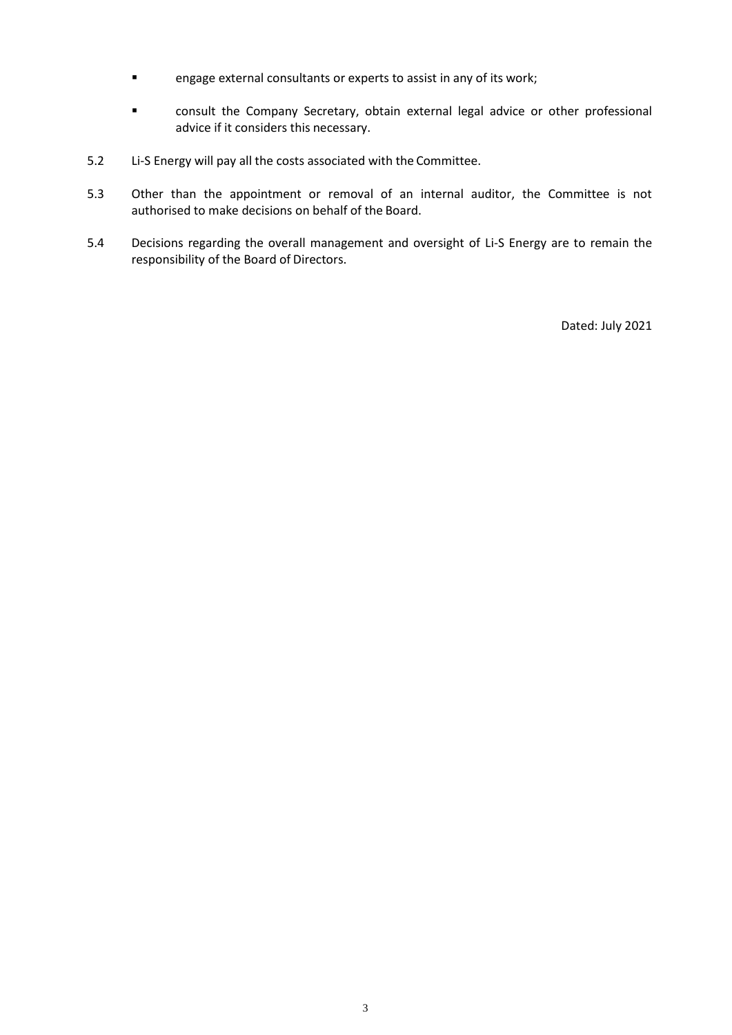- engage external consultants or experts to assist in any of its work;
- consult the Company Secretary, obtain external legal advice or other professional advice if it considers this necessary.

5.2 Li-S Energy will pay all the costs associated with the Committee.

5.3 Other than the appointment or removal of an internal auditor, the Committee is not authorised to make decisions on behalf of the Board.

5.4 Decisions regarding the overall management and oversight of Li-S Energy are to remain the responsibility of the Board of Directors.

Dated: July 2021